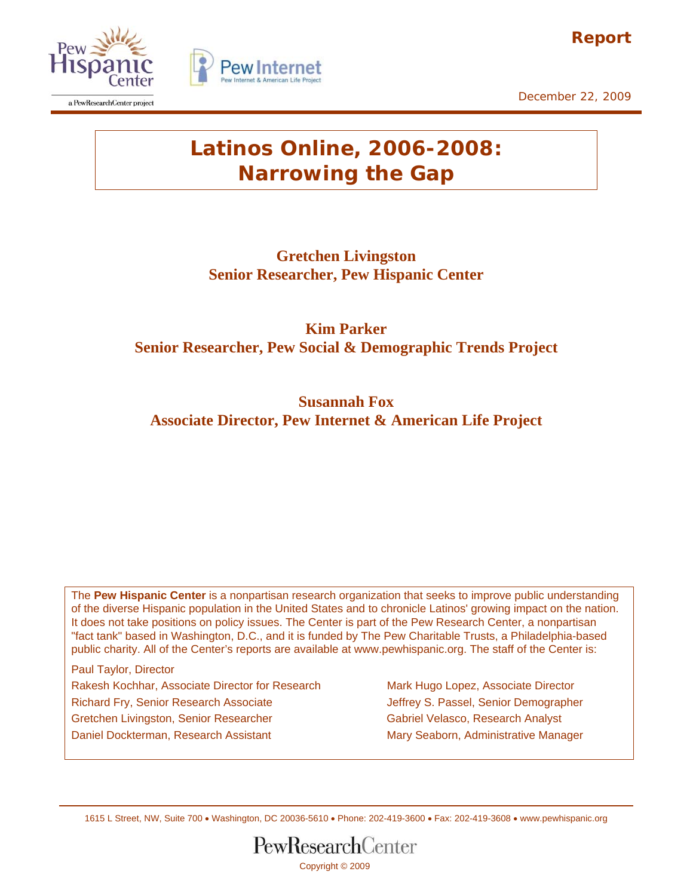Report

December 22, 2009

# Latinos Online, 2006-2008: Narrowing the Gap

**Gretchen Livingston**
**Senior Researcher, Pew Hispanic Center**

**Kim Parker**
**Senior Researcher, Pew Social & Demographic Trends Project**

**Susannah Fox**
**Associate Director, Pew Internet & American Life Project**

The **Pew Hispanic Center** is a nonpartisan research organization that seeks to improve public understanding of the diverse Hispanic population in the United States and to chronicle Latinos' growing impact on the nation. It does not take positions on policy issues. The Center is part of the Pew Research Center, a nonpartisan "fact tank" based in Washington, D.C., and it is funded by The Pew Charitable Trusts, a Philadelphia-based public charity. All of the Center's reports are available at www.pewhispanic.org. The staff of the Center is:

Paul Taylor, Director
Rakesh Kochhar, Associate Director for Research
Richard Fry, Senior Research Associate
Gretchen Livingston, Senior Researcher
Daniel Dockterman, Research Assistant
Mark Hugo Lopez, Associate Director
Jeffrey S. Passel, Senior Demographer
Gabriel Velasco, Research Analyst
Mary Seaborn, Administrative Manager

1615 L Street, NW, Suite 700 • Washington, DC 20036-5610 • Phone: 202-419-3600 • Fax: 202-419-3608 • www.pewhispanic.org

PewResearchCenter

Copyright © 2009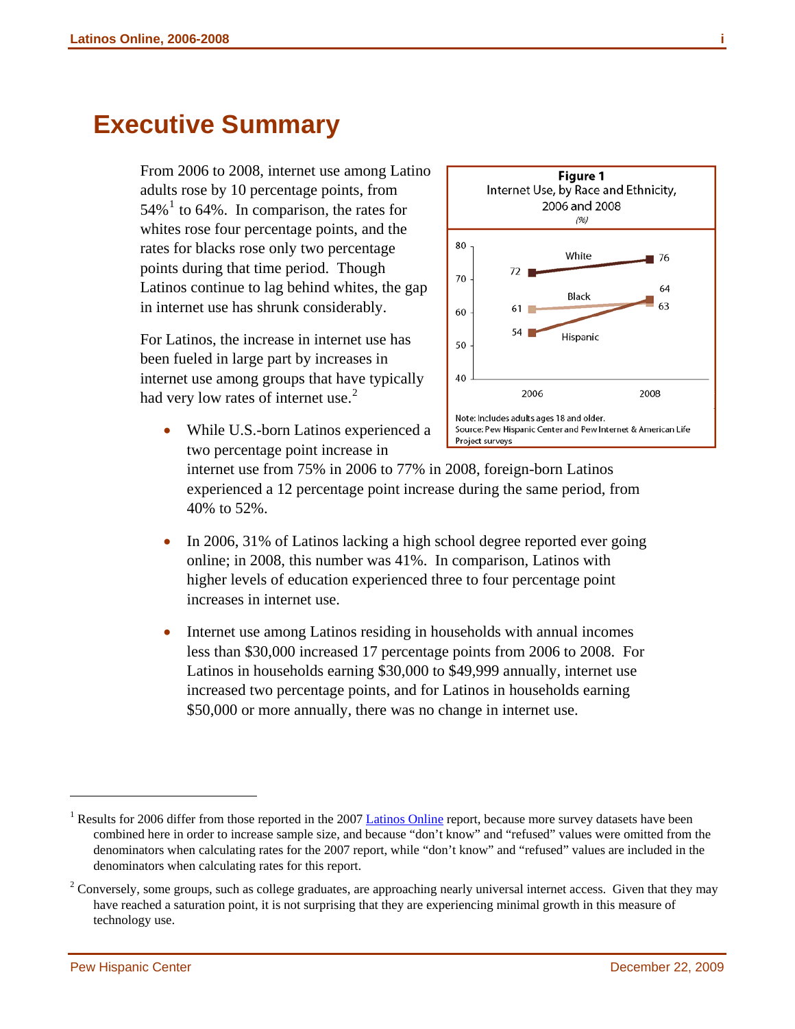# Executive Summary

From 2006 to 2008, internet use among Latino adults rose by 10 percentage points, from 54%[1] to 64%. In comparison, the rates for whites rose four percentage points, and the rates for blacks rose only two percentage points during that time period. Though Latinos continue to lag behind whites, the gap in internet use has shrunk considerably.

**Figure 1**
Internet Use, by Race and Ethnicity, 2006 and 2008
*(%)*

| | 2006 | 2008 |
|---|---|---|
| White | 72 | 76 |
| Black | 61 | 63 |
| Hispanic | 54 | 64 |

Note: Includes adults ages 18 and older.
Source: Pew Hispanic Center and Pew Internet & American Life Project surveys

For Latinos, the increase in internet use has been fueled in large part by increases in internet use among groups that have typically had very low rates of internet use.[2]

- While U.S.-born Latinos experienced a two percentage point increase in internet use from 75% in 2006 to 77% in 2008, foreign-born Latinos experienced a 12 percentage point increase during the same period, from 40% to 52%.

- In 2006, 31% of Latinos lacking a high school degree reported ever going online; in 2008, this number was 41%. In comparison, Latinos with higher levels of education experienced three to four percentage point increases in internet use.

- Internet use among Latinos residing in households with annual incomes less than $30,000 increased 17 percentage points from 2006 to 2008. For Latinos in households earning $30,000 to $49,999 annually, internet use increased two percentage points, and for Latinos in households earning $50,000 or more annually, there was no change in internet use.

---

[1] Results for 2006 differ from those reported in the 2007 Latinos Online report, because more survey datasets have been combined here in order to increase sample size, and because "don't know" and "refused" values were omitted from the denominators when calculating rates for the 2007 report, while "don't know" and "refused" values are included in the denominators when calculating rates for this report.

[2] Conversely, some groups, such as college graduates, are approaching nearly universal internet access. Given that they may have reached a saturation point, it is not surprising that they are experiencing minimal growth in this measure of technology use.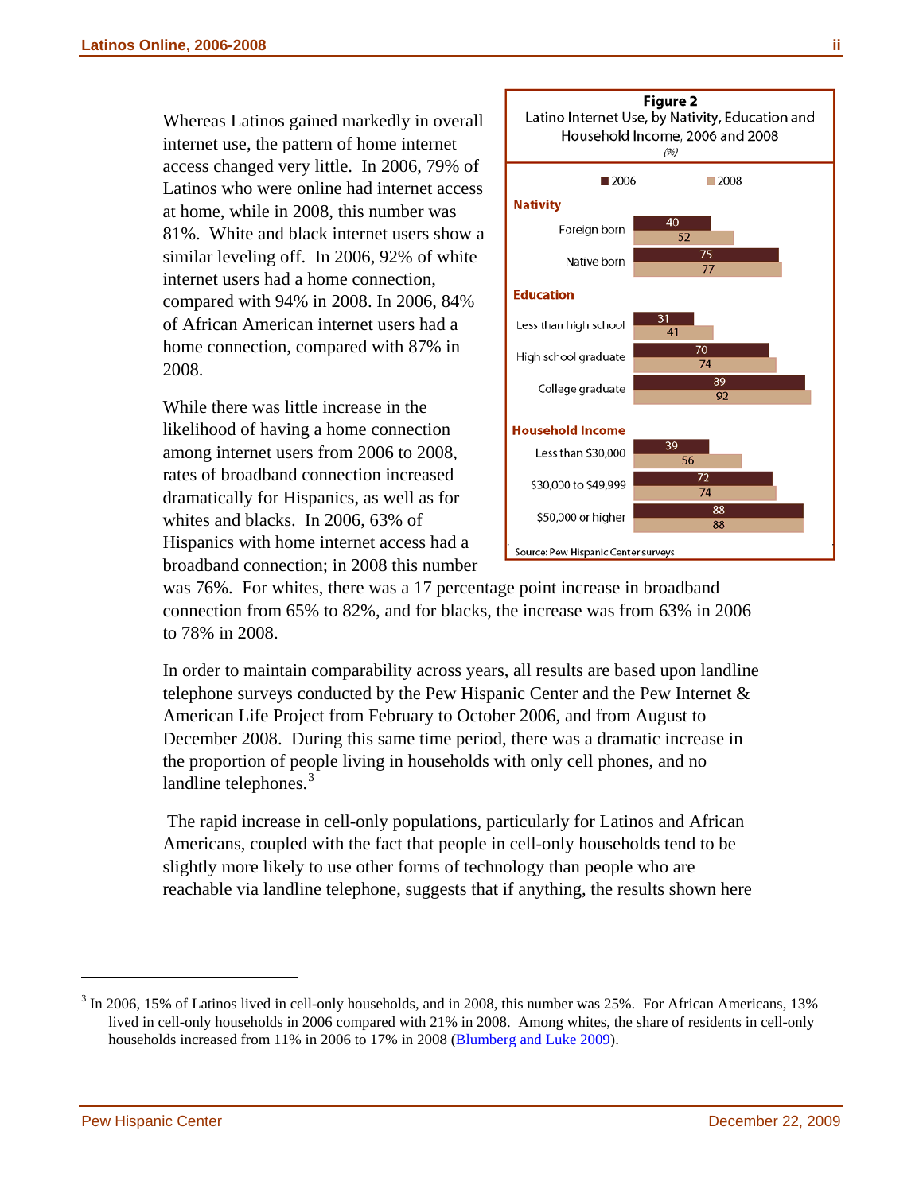Whereas Latinos gained markedly in overall internet use, the pattern of home internet access changed very little. In 2006, 79% of Latinos who were online had internet access at home, while in 2008, this number was 81%. White and black internet users show a similar leveling off. In 2006, 92% of white internet users had a home connection, compared with 94% in 2008. In 2006, 84% of African American internet users had a home connection, compared with 87% in 2008.

While there was little increase in the likelihood of having a home connection among internet users from 2006 to 2008, rates of broadband connection increased dramatically for Hispanics, as well as for whites and blacks. In 2006, 63% of Hispanics with home internet access had a broadband connection; in 2008 this number was 76%. For whites, there was a 17 percentage point increase in broadband connection from 65% to 82%, and for blacks, the increase was from 63% in 2006 to 78% in 2008.

**Figure 2**
Latino Internet Use, by Nativity, Education and Household Income, 2006 and 2008
*(%)*

| | 2006 | 2008 |
|---|---|---|
| **Nativity** | | |
| Foreign born | 40 | 52 |
| Native born | 75 | 77 |
| **Education** | | |
| Less than high school | 31 | 41 |
| High school graduate | 70 | 74 |
| College graduate | 89 | 92 |
| **Household Income** | | |
| Less than $30,000 | 39 | 56 |
| $30,000 to $49,999 | 72 | 74 |
| $50,000 or higher | 88 | 88 |

Source: Pew Hispanic Center surveys

In order to maintain comparability across years, all results are based upon landline telephone surveys conducted by the Pew Hispanic Center and the Pew Internet & American Life Project from February to October 2006, and from August to December 2008. During this same time period, there was a dramatic increase in the proportion of people living in households with only cell phones, and no landline telephones.[3]

The rapid increase in cell-only populations, particularly for Latinos and African Americans, coupled with the fact that people in cell-only households tend to be slightly more likely to use other forms of technology than people who are reachable via landline telephone, suggests that if anything, the results shown here

---

[3] In 2006, 15% of Latinos lived in cell-only households, and in 2008, this number was 25%. For African Americans, 13% lived in cell-only households in 2006 compared with 21% in 2008. Among whites, the share of residents in cell-only households increased from 11% in 2006 to 17% in 2008 (Blumberg and Luke 2009).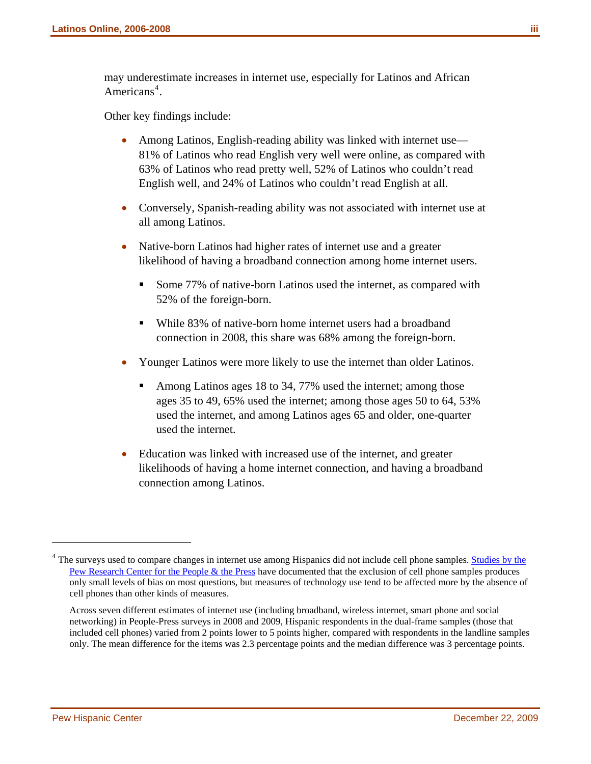may underestimate increases in internet use, especially for Latinos and African Americans[4].

Other key findings include:

- Among Latinos, English-reading ability was linked with internet use—81% of Latinos who read English very well were online, as compared with 63% of Latinos who read pretty well, 52% of Latinos who couldn't read English well, and 24% of Latinos who couldn't read English at all.
- Conversely, Spanish-reading ability was not associated with internet use at all among Latinos.
- Native-born Latinos had higher rates of internet use and a greater likelihood of having a broadband connection among home internet users.
  - Some 77% of native-born Latinos used the internet, as compared with 52% of the foreign-born.
  - While 83% of native-born home internet users had a broadband connection in 2008, this share was 68% among the foreign-born.
- Younger Latinos were more likely to use the internet than older Latinos.
  - Among Latinos ages 18 to 34, 77% used the internet; among those ages 35 to 49, 65% used the internet; among those ages 50 to 64, 53% used the internet, and among Latinos ages 65 and older, one-quarter used the internet.
- Education was linked with increased use of the internet, and greater likelihoods of having a home internet connection, and having a broadband connection among Latinos.

---

[4] The surveys used to compare changes in internet use among Hispanics did not include cell phone samples. Studies by the Pew Research Center for the People & the Press have documented that the exclusion of cell phone samples produces only small levels of bias on most questions, but measures of technology use tend to be affected more by the absence of cell phones than other kinds of measures.

Across seven different estimates of internet use (including broadband, wireless internet, smart phone and social networking) in People-Press surveys in 2008 and 2009, Hispanic respondents in the dual-frame samples (those that included cell phones) varied from 2 points lower to 5 points higher, compared with respondents in the landline samples only. The mean difference for the items was 2.3 percentage points and the median difference was 3 percentage points.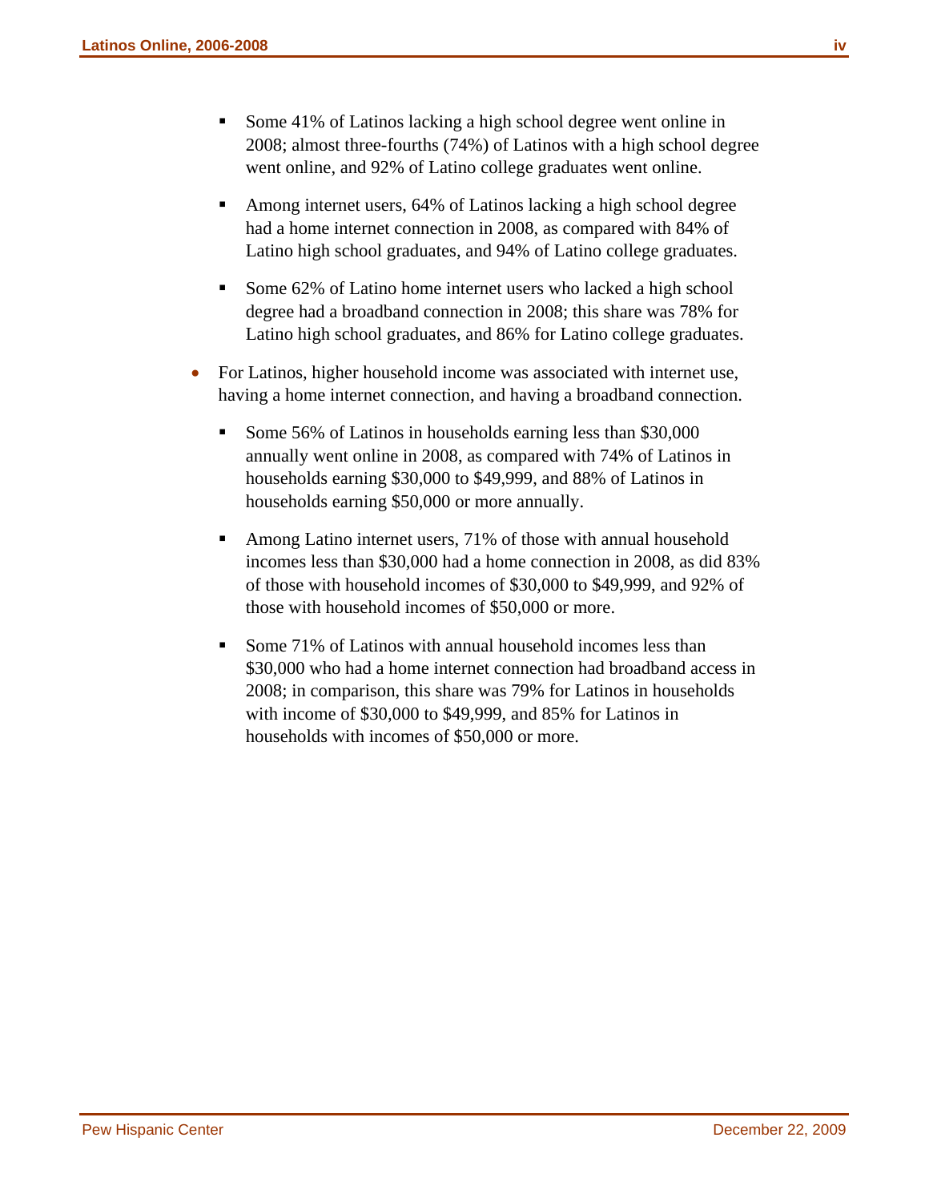- Some 41% of Latinos lacking a high school degree went online in 2008; almost three-fourths (74%) of Latinos with a high school degree went online, and 92% of Latino college graduates went online.

  - Among internet users, 64% of Latinos lacking a high school degree had a home internet connection in 2008, as compared with 84% of Latino high school graduates, and 94% of Latino college graduates.

  - Some 62% of Latino home internet users who lacked a high school degree had a broadband connection in 2008; this share was 78% for Latino high school graduates, and 86% for Latino college graduates.

- For Latinos, higher household income was associated with internet use, having a home internet connection, and having a broadband connection.

  - Some 56% of Latinos in households earning less than $30,000 annually went online in 2008, as compared with 74% of Latinos in households earning $30,000 to $49,999, and 88% of Latinos in households earning $50,000 or more annually.

  - Among Latino internet users, 71% of those with annual household incomes less than $30,000 had a home connection in 2008, as did 83% of those with household incomes of $30,000 to $49,999, and 92% of those with household incomes of $50,000 or more.

  - Some 71% of Latinos with annual household incomes less than $30,000 who had a home internet connection had broadband access in 2008; in comparison, this share was 79% for Latinos in households with income of $30,000 to $49,999, and 85% for Latinos in households with incomes of $50,000 or more.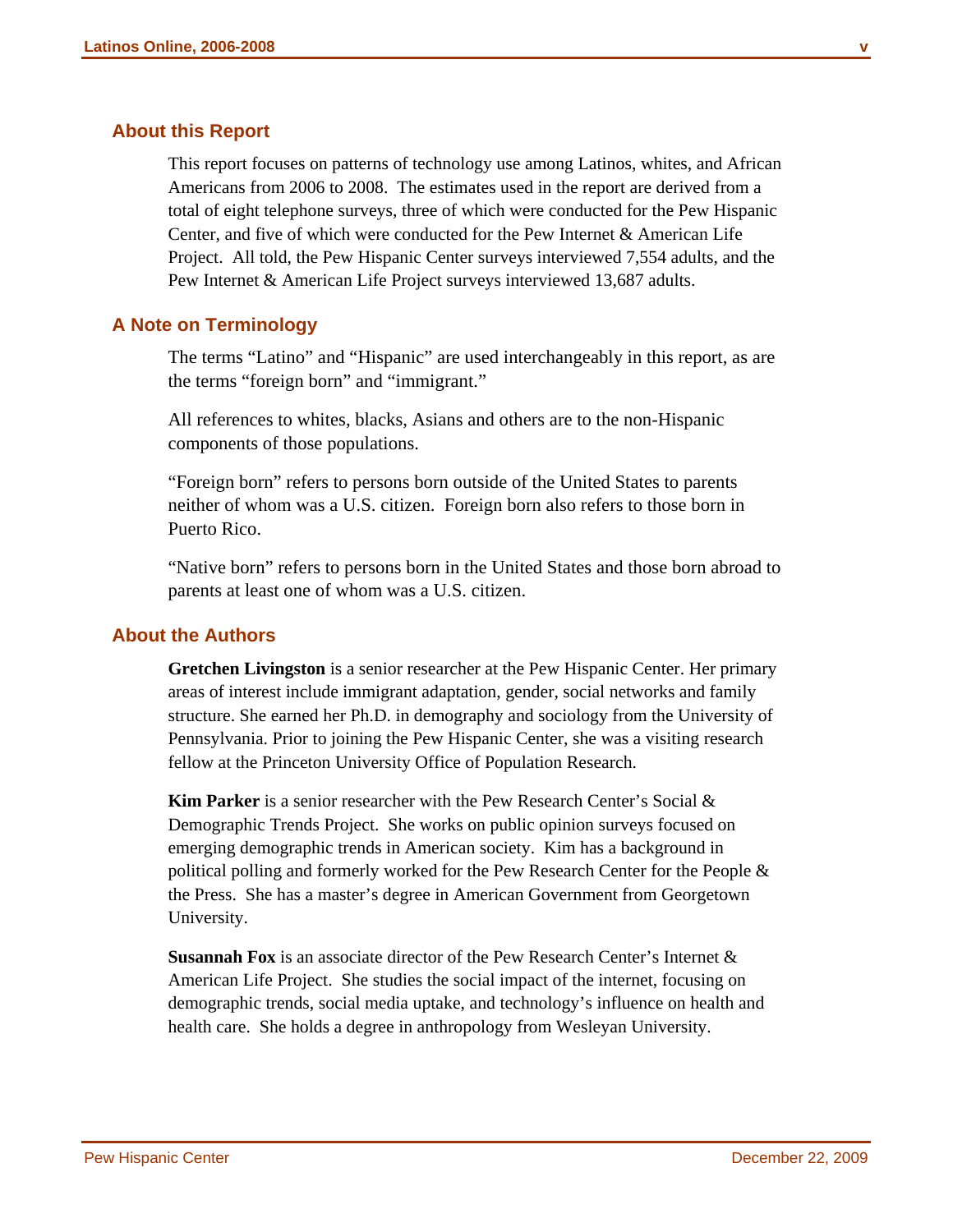## About this Report

This report focuses on patterns of technology use among Latinos, whites, and African Americans from 2006 to 2008. The estimates used in the report are derived from a total of eight telephone surveys, three of which were conducted for the Pew Hispanic Center, and five of which were conducted for the Pew Internet & American Life Project. All told, the Pew Hispanic Center surveys interviewed 7,554 adults, and the Pew Internet & American Life Project surveys interviewed 13,687 adults.

## A Note on Terminology

The terms "Latino" and "Hispanic" are used interchangeably in this report, as are the terms "foreign born" and "immigrant."

All references to whites, blacks, Asians and others are to the non-Hispanic components of those populations.

"Foreign born" refers to persons born outside of the United States to parents neither of whom was a U.S. citizen. Foreign born also refers to those born in Puerto Rico.

"Native born" refers to persons born in the United States and those born abroad to parents at least one of whom was a U.S. citizen.

## About the Authors

**Gretchen Livingston** is a senior researcher at the Pew Hispanic Center. Her primary areas of interest include immigrant adaptation, gender, social networks and family structure. She earned her Ph.D. in demography and sociology from the University of Pennsylvania. Prior to joining the Pew Hispanic Center, she was a visiting research fellow at the Princeton University Office of Population Research.

**Kim Parker** is a senior researcher with the Pew Research Center's Social & Demographic Trends Project. She works on public opinion surveys focused on emerging demographic trends in American society. Kim has a background in political polling and formerly worked for the Pew Research Center for the People & the Press. She has a master's degree in American Government from Georgetown University.

**Susannah Fox** is an associate director of the Pew Research Center's Internet & American Life Project. She studies the social impact of the internet, focusing on demographic trends, social media uptake, and technology's influence on health and health care. She holds a degree in anthropology from Wesleyan University.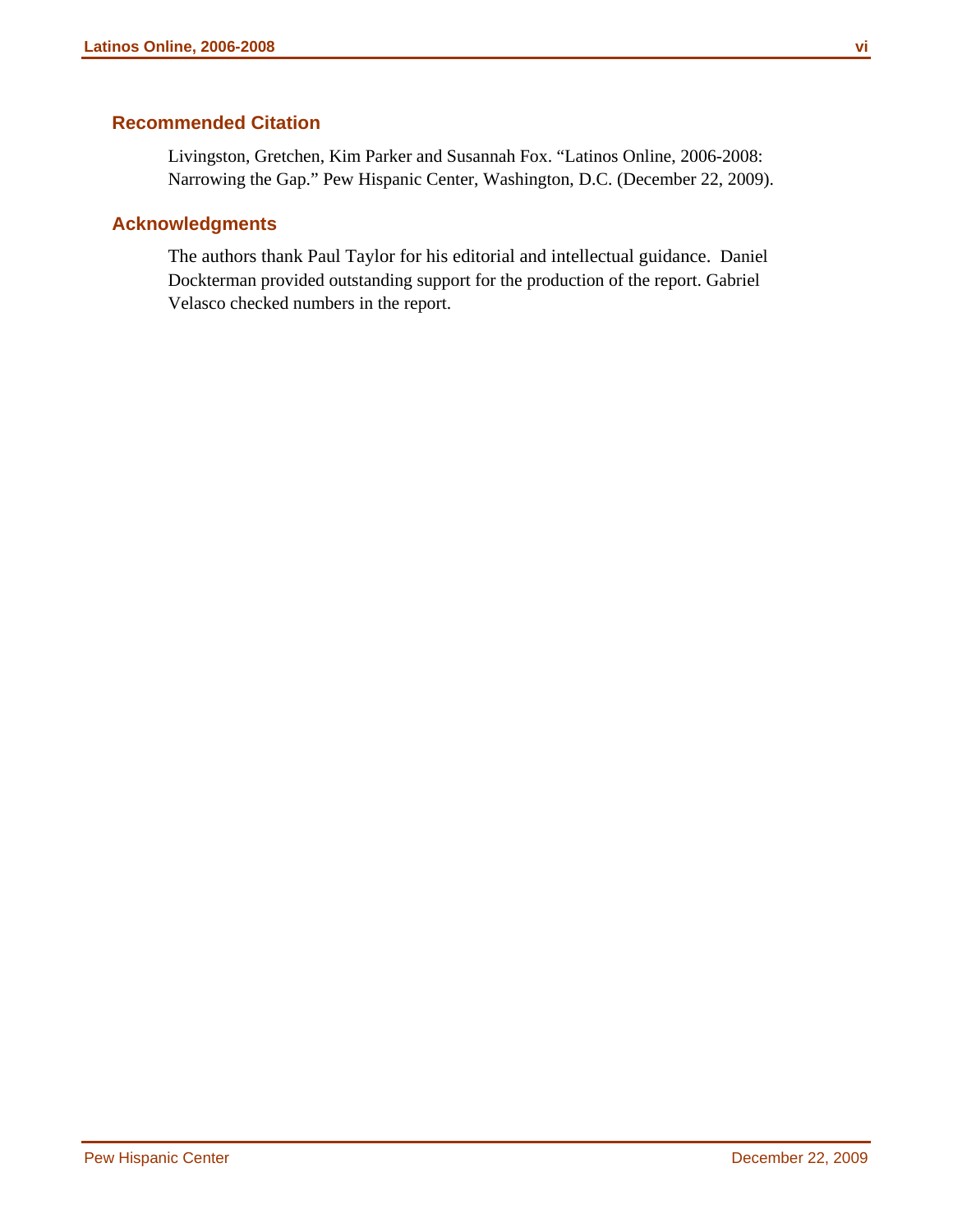## Recommended Citation

Livingston, Gretchen, Kim Parker and Susannah Fox. "Latinos Online, 2006-2008: Narrowing the Gap." Pew Hispanic Center, Washington, D.C. (December 22, 2009).

## Acknowledgments

The authors thank Paul Taylor for his editorial and intellectual guidance. Daniel Dockterman provided outstanding support for the production of the report. Gabriel Velasco checked numbers in the report.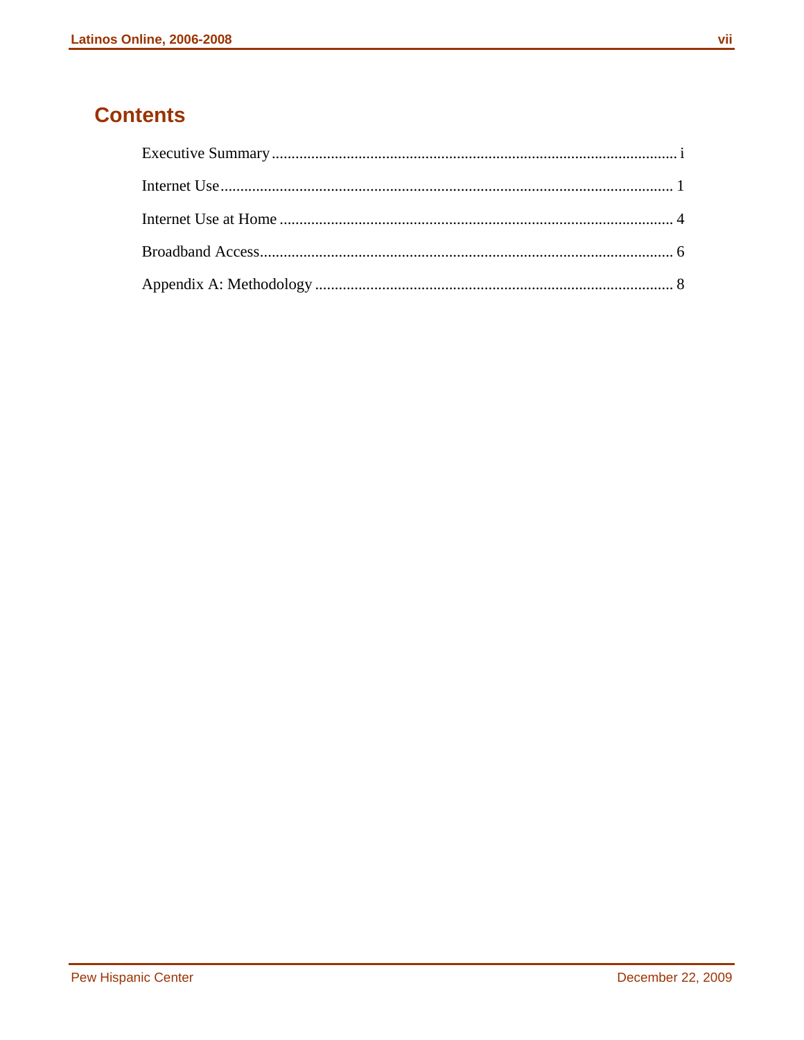# Contents

Executive Summary ........................................................................................................ i

Internet Use ................................................................................................................... 1

Internet Use at Home .................................................................................................... 4

Broadband Access .......................................................................................................... 6

Appendix A: Methodology ........................................................................................... 8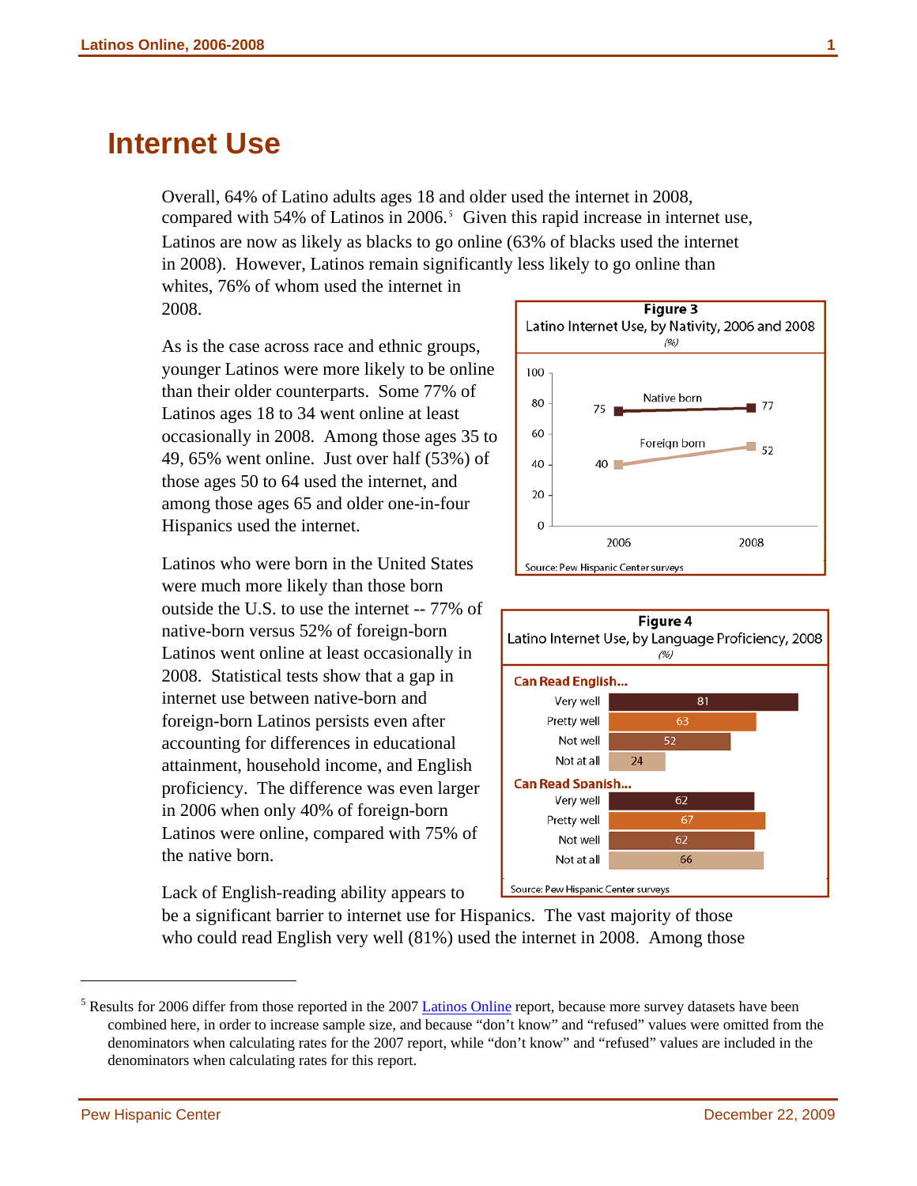# Internet Use

Overall, 64% of Latino adults ages 18 and older used the internet in 2008, compared with 54% of Latinos in 2006.[5] Given this rapid increase in internet use, Latinos are now as likely as blacks to go online (63% of blacks used the internet in 2008). However, Latinos remain significantly less likely to go online than whites, 76% of whom used the internet in 2008.

As is the case across race and ethnic groups, younger Latinos were more likely to be online than their older counterparts. Some 77% of Latinos ages 18 to 34 went online at least occasionally in 2008. Among those ages 35 to 49, 65% went online. Just over half (53%) of those ages 50 to 64 used the internet, and among those ages 65 and older one-in-four Hispanics used the internet.

Latinos who were born in the United States were much more likely than those born outside the U.S. to use the internet -- 77% of native-born versus 52% of foreign-born Latinos went online at least occasionally in 2008. Statistical tests show that a gap in internet use between native-born and foreign-born Latinos persists even after accounting for differences in educational attainment, household income, and English proficiency. The difference was even larger in 2006 when only 40% of foreign-born Latinos were online, compared with 75% of the native born.

**Figure 3**
Latino Internet Use, by Nativity, 2006 and 2008
*(%)*

| | 2006 | 2008 |
|---|---|---|
| Native born | 75 | 77 |
| Foreign born | 40 | 52 |

Source: Pew Hispanic Center surveys

**Figure 4**
Latino Internet Use, by Language Proficiency, 2008
*(%)*

| | % |
|---|---|
| **Can Read English...** | |
| Very well | 81 |
| Pretty well | 63 |
| Not well | 52 |
| Not at all | 24 |
| **Can Read Spanish...** | |
| Very well | 62 |
| Pretty well | 67 |
| Not well | 62 |
| Not at all | 66 |

Source: Pew Hispanic Center surveys

Lack of English-reading ability appears to be a significant barrier to internet use for Hispanics. The vast majority of those who could read English very well (81%) used the internet in 2008. Among those

---

[5] Results for 2006 differ from those reported in the 2007 Latinos Online report, because more survey datasets have been combined here, in order to increase sample size, and because "don't know" and "refused" values were omitted from the denominators when calculating rates for the 2007 report, while "don't know" and "refused" values are included in the denominators when calculating rates for this report.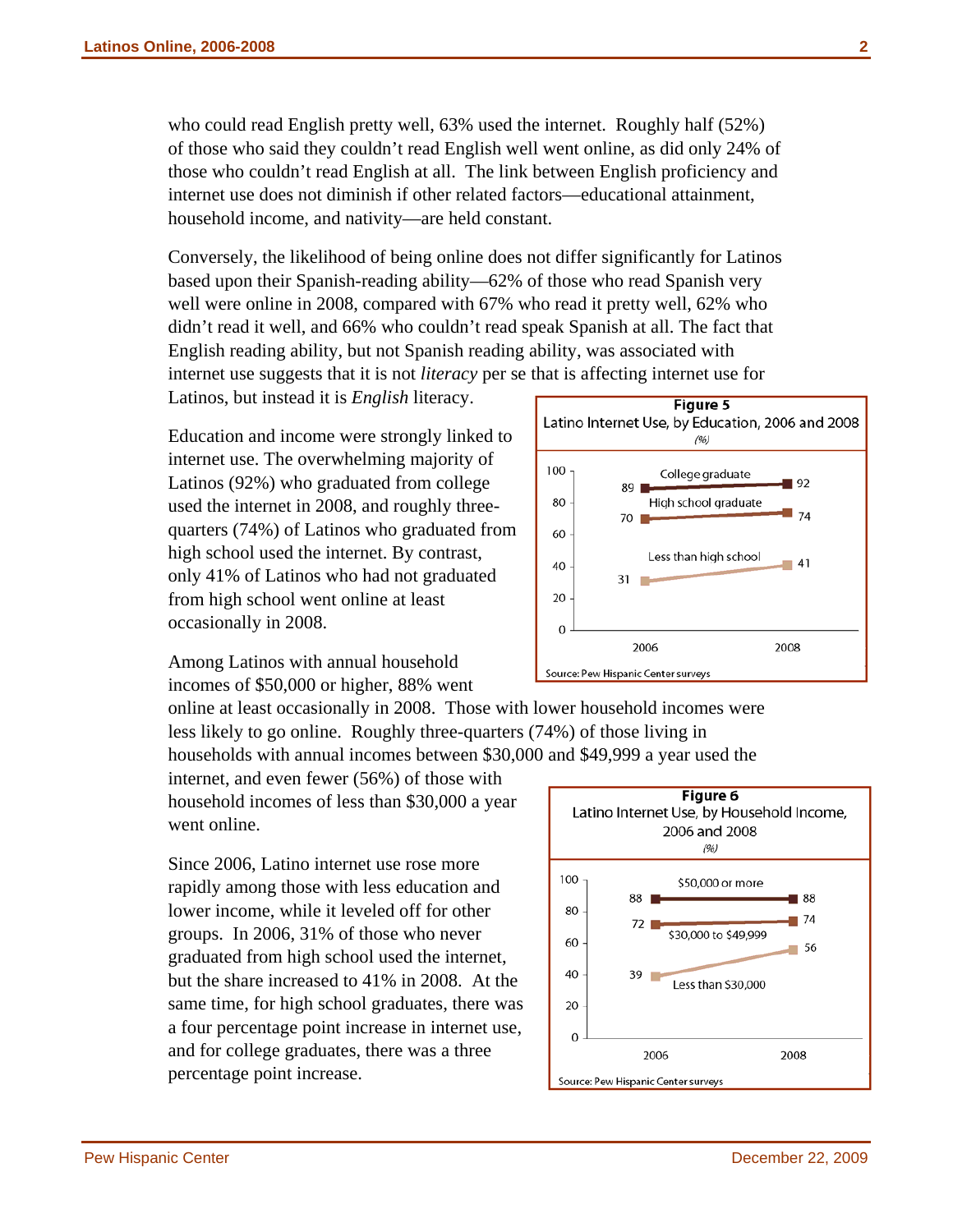who could read English pretty well, 63% used the internet. Roughly half (52%) of those who said they couldn't read English well went online, as did only 24% of those who couldn't read English at all. The link between English proficiency and internet use does not diminish if other related factors—educational attainment, household income, and nativity—are held constant.

Conversely, the likelihood of being online does not differ significantly for Latinos based upon their Spanish-reading ability—62% of those who read Spanish very well were online in 2008, compared with 67% who read it pretty well, 62% who didn't read it well, and 66% who couldn't read speak Spanish at all. The fact that English reading ability, but not Spanish reading ability, was associated with internet use suggests that it is not *literacy* per se that is affecting internet use for Latinos, but instead it is *English* literacy.

**Figure 5**
Latino Internet Use, by Education, 2006 and 2008
*(%)*

| | 2006 | 2008 |
|---|---|---|
| College graduate | 89 | 92 |
| High school graduate | 70 | 74 |
| Less than high school | 31 | 41 |

Source: Pew Hispanic Center surveys

Education and income were strongly linked to internet use. The overwhelming majority of Latinos (92%) who graduated from college used the internet in 2008, and roughly three-quarters (74%) of Latinos who graduated from high school used the internet. By contrast, only 41% of Latinos who had not graduated from high school went online at least occasionally in 2008.

Among Latinos with annual household incomes of $50,000 or higher, 88% went online at least occasionally in 2008. Those with lower household incomes were less likely to go online. Roughly three-quarters (74%) of those living in households with annual incomes between $30,000 and $49,999 a year used the internet, and even fewer (56%) of those with household incomes of less than $30,000 a year went online.

**Figure 6**
Latino Internet Use, by Household Income, 2006 and 2008
*(%)*

| | 2006 | 2008 |
|---|---|---|
| $50,000 or more | 88 | 88 |
| $30,000 to $49,999 | 72 | 74 |
| Less than $30,000 | 39 | 56 |

Source: Pew Hispanic Center surveys

Since 2006, Latino internet use rose more rapidly among those with less education and lower income, while it leveled off for other groups. In 2006, 31% of those who never graduated from high school used the internet, but the share increased to 41% in 2008. At the same time, for high school graduates, there was a four percentage point increase in internet use, and for college graduates, there was a three percentage point increase.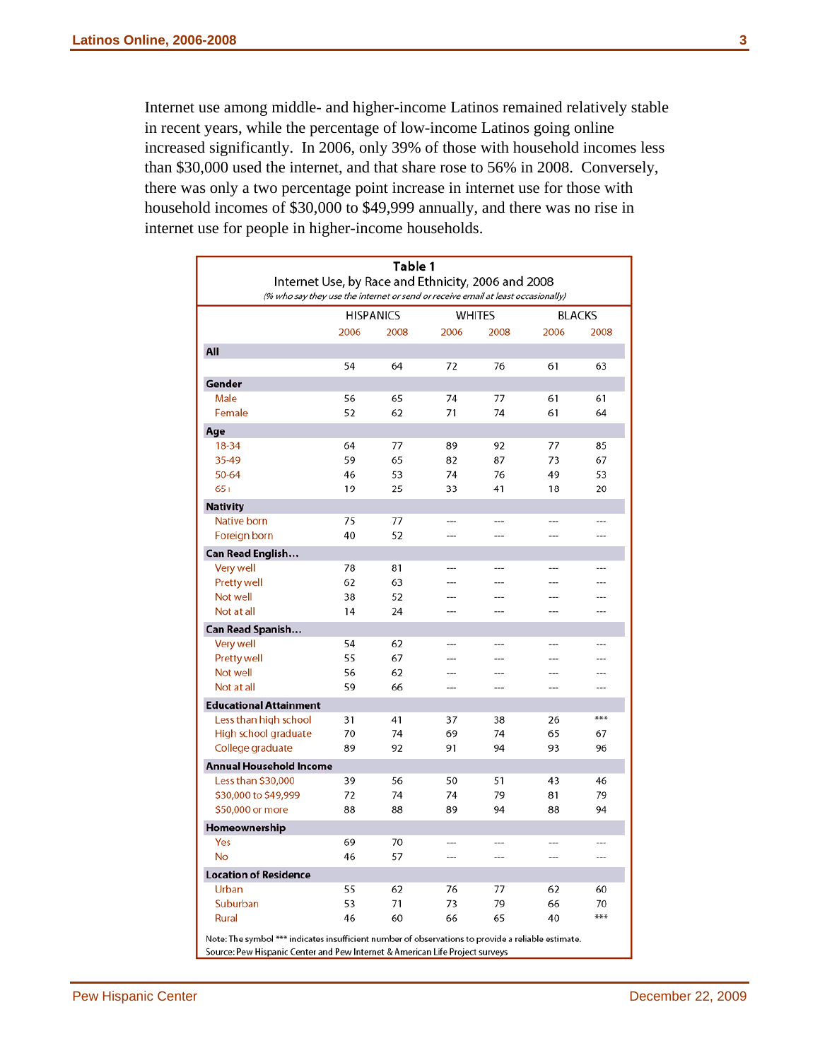Internet use among middle- and higher-income Latinos remained relatively stable in recent years, while the percentage of low-income Latinos going online increased significantly. In 2006, only 39% of those with household incomes less than $30,000 used the internet, and that share rose to 56% in 2008. Conversely, there was only a two percentage point increase in internet use for those with household incomes of $30,000 to $49,999 annually, and there was no rise in internet use for people in higher-income households.

**Table 1**

Internet Use, by Race and Ethnicity, 2006 and 2008

*(% who say they use the internet or send or receive email at least occasionally)*

| | HISPANICS | | WHITES | | BLACKS | |
|---|---|---|---|---|---|---|
| | 2006 | 2008 | 2006 | 2008 | 2006 | 2008 |
| **All** | | | | | | |
| | 54 | 64 | 72 | 76 | 61 | 63 |
| **Gender** | | | | | | |
| Male | 56 | 65 | 74 | 77 | 61 | 61 |
| Female | 52 | 62 | 71 | 74 | 61 | 64 |
| **Age** | | | | | | |
| 18-34 | 64 | 77 | 89 | 92 | 77 | 85 |
| 35-49 | 59 | 65 | 82 | 87 | 73 | 67 |
| 50-64 | 46 | 53 | 74 | 76 | 49 | 53 |
| 65+ | 19 | 25 | 33 | 41 | 18 | 20 |
| **Nativity** | | | | | | |
| Native born | 75 | 77 | --- | --- | --- | --- |
| Foreign born | 40 | 52 | --- | --- | --- | --- |
| **Can Read English...** | | | | | | |
| Very well | 78 | 81 | --- | --- | --- | --- |
| Pretty well | 62 | 63 | --- | --- | --- | --- |
| Not well | 38 | 52 | --- | --- | --- | --- |
| Not at all | 14 | 24 | --- | --- | --- | --- |
| **Can Read Spanish...** | | | | | | |
| Very well | 54 | 62 | --- | --- | --- | --- |
| Pretty well | 55 | 67 | --- | --- | --- | --- |
| Not well | 56 | 62 | --- | --- | --- | --- |
| Not at all | 59 | 66 | --- | --- | --- | --- |
| **Educational Attainment** | | | | | | |
| Less than high school | 31 | 41 | 37 | 38 | 26 | *** |
| High school graduate | 70 | 74 | 69 | 74 | 65 | 67 |
| College graduate | 89 | 92 | 91 | 94 | 93 | 96 |
| **Annual Household Income** | | | | | | |
| Less than $30,000 | 39 | 56 | 50 | 51 | 43 | 46 |
| $30,000 to $49,999 | 72 | 74 | 74 | 79 | 81 | 79 |
| $50,000 or more | 88 | 88 | 89 | 94 | 88 | 94 |
| **Homeownership** | | | | | | |
| Yes | 69 | 70 | --- | --- | --- | --- |
| No | 46 | 57 | --- | --- | --- | --- |
| **Location of Residence** | | | | | | |
| Urban | 55 | 62 | 76 | 77 | 62 | 60 |
| Suburban | 53 | 71 | 73 | 79 | 66 | 70 |
| Rural | 46 | 60 | 66 | 65 | 40 | *** |

Note: The symbol *** indicates insufficient number of observations to provide a reliable estimate.

Source: Pew Hispanic Center and Pew Internet & American Life Project surveys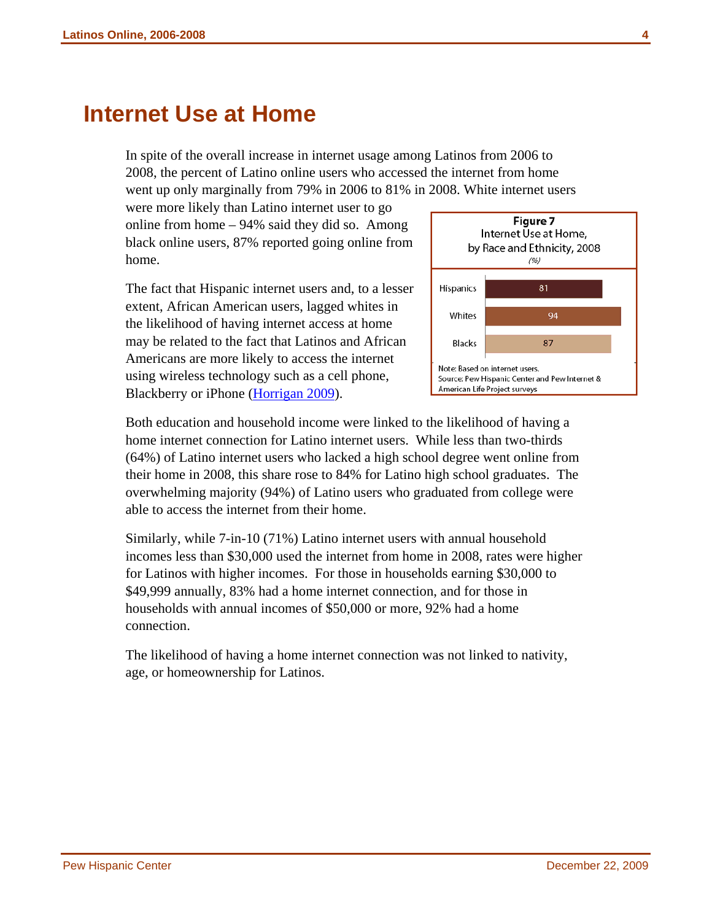# Internet Use at Home

In spite of the overall increase in internet usage among Latinos from 2006 to 2008, the percent of Latino online users who accessed the internet from home went up only marginally from 79% in 2006 to 81% in 2008. White internet users were more likely than Latino internet user to go online from home – 94% said they did so. Among black online users, 87% reported going online from home.

**Figure 7**
Internet Use at Home, by Race and Ethnicity, 2008
*(%)*

| | % |
|---|---|
| Hispanics | 81 |
| Whites | 94 |
| Blacks | 87 |

Note: Based on internet users.
Source: Pew Hispanic Center and Pew Internet & American Life Project surveys

The fact that Hispanic internet users and, to a lesser extent, African American users, lagged whites in the likelihood of having internet access at home may be related to the fact that Latinos and African Americans are more likely to access the internet using wireless technology such as a cell phone, Blackberry or iPhone (Horrigan 2009).

Both education and household income were linked to the likelihood of having a home internet connection for Latino internet users. While less than two-thirds (64%) of Latino internet users who lacked a high school degree went online from their home in 2008, this share rose to 84% for Latino high school graduates. The overwhelming majority (94%) of Latino users who graduated from college were able to access the internet from their home.

Similarly, while 7-in-10 (71%) Latino internet users with annual household incomes less than $30,000 used the internet from home in 2008, rates were higher for Latinos with higher incomes. For those in households earning $30,000 to $49,999 annually, 83% had a home internet connection, and for those in households with annual incomes of $50,000 or more, 92% had a home connection.

The likelihood of having a home internet connection was not linked to nativity, age, or homeownership for Latinos.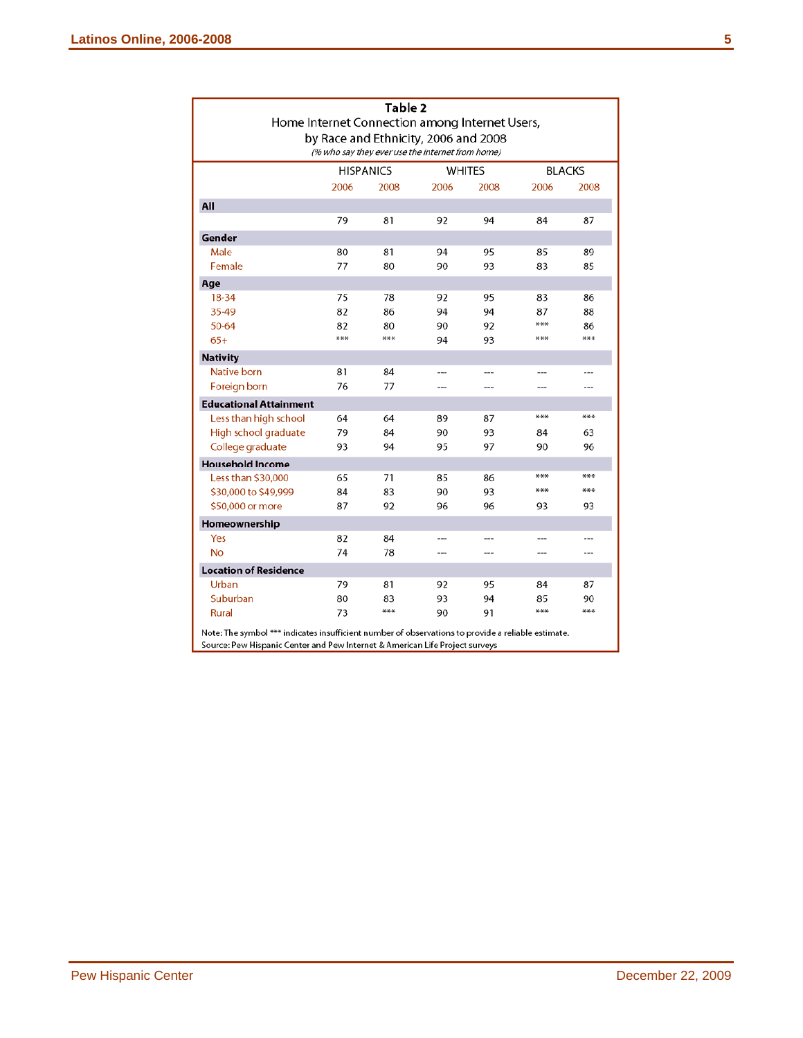**Table 2**

Home Internet Connection among Internet Users, by Race and Ethnicity, 2006 and 2008

*(% who say they ever use the internet from home)*

| | HISPANICS | | WHITES | | BLACKS | |
|---|---|---|---|---|---|---|
| | 2006 | 2008 | 2006 | 2008 | 2006 | 2008 |
| **All** | | | | | | |
| | 79 | 81 | 92 | 94 | 84 | 87 |
| **Gender** | | | | | | |
| Male | 80 | 81 | 94 | 95 | 85 | 89 |
| Female | 77 | 80 | 90 | 93 | 83 | 85 |
| **Age** | | | | | | |
| 18-34 | 75 | 78 | 92 | 95 | 83 | 86 |
| 35-49 | 82 | 86 | 94 | 94 | 87 | 88 |
| 50-64 | 82 | 80 | 90 | 92 | *** | 86 |
| 65+ | *** | *** | 94 | 93 | *** | *** |
| **Nativity** | | | | | | |
| Native born | 81 | 84 | --- | --- | --- | --- |
| Foreign born | 76 | 77 | --- | --- | --- | --- |
| **Educational Attainment** | | | | | | |
| Less than high school | 64 | 64 | 89 | 87 | *** | *** |
| High school graduate | 79 | 84 | 90 | 93 | 84 | 63 |
| College graduate | 93 | 94 | 95 | 97 | 90 | 96 |
| **Household Income** | | | | | | |
| Less than $30,000 | 65 | 71 | 85 | 86 | *** | *** |
| $30,000 to $49,999 | 84 | 83 | 90 | 93 | *** | *** |
| $50,000 or more | 87 | 92 | 96 | 96 | 93 | 93 |
| **Homeownership** | | | | | | |
| Yes | 82 | 84 | --- | --- | --- | --- |
| No | 74 | 78 | --- | --- | --- | --- |
| **Location of Residence** | | | | | | |
| Urban | 79 | 81 | 92 | 95 | 84 | 87 |
| Suburban | 80 | 83 | 93 | 94 | 85 | 90 |
| Rural | 73 | *** | 90 | 91 | *** | *** |

Note: The symbol *** indicates insufficient number of observations to provide a reliable estimate.
Source: Pew Hispanic Center and Pew Internet & American Life Project surveys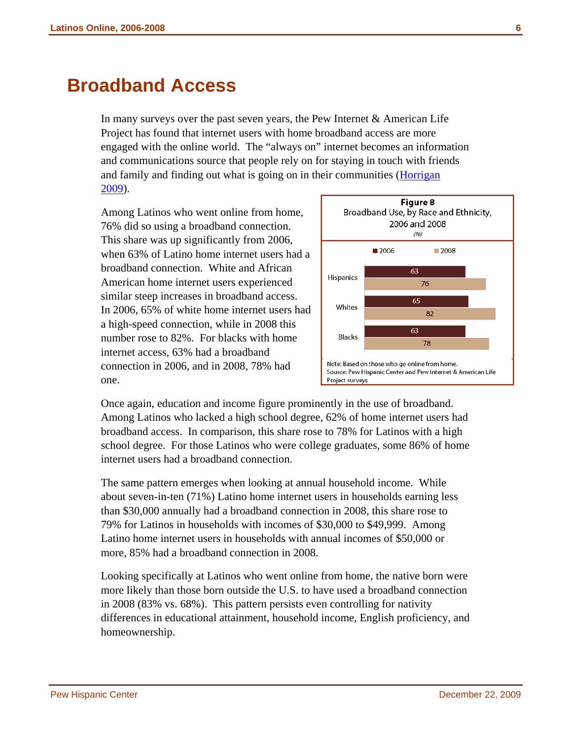# Broadband Access

In many surveys over the past seven years, the Pew Internet & American Life Project has found that internet users with home broadband access are more engaged with the online world. The "always on" internet becomes an information and communications source that people rely on for staying in touch with friends and family and finding out what is going on in their communities (Horrigan 2009).

Among Latinos who went online from home, 76% did so using a broadband connection. This share was up significantly from 2006, when 63% of Latino home internet users had a broadband connection. White and African American home internet users experienced similar steep increases in broadband access. In 2006, 65% of white home internet users had a high-speed connection, while in 2008 this number rose to 82%. For blacks with home internet access, 63% had a broadband connection in 2006, and in 2008, 78% had one.

**Figure 8**
Broadband Use, by Race and Ethnicity, 2006 and 2008
*(%)*

| | 2006 | 2008 |
|---|---|---|
| Hispanics | 63 | 76 |
| Whites | 65 | 82 |
| Blacks | 63 | 78 |

Note: Based on those who go online from home.
Source: Pew Hispanic Center and Pew Internet & American Life Project surveys

Once again, education and income figure prominently in the use of broadband. Among Latinos who lacked a high school degree, 62% of home internet users had broadband access. In comparison, this share rose to 78% for Latinos with a high school degree. For those Latinos who were college graduates, some 86% of home internet users had a broadband connection.

The same pattern emerges when looking at annual household income. While about seven-in-ten (71%) Latino home internet users in households earning less than $30,000 annually had a broadband connection in 2008, this share rose to 79% for Latinos in households with incomes of $30,000 to $49,999. Among Latino home internet users in households with annual incomes of $50,000 or more, 85% had a broadband connection in 2008.

Looking specifically at Latinos who went online from home, the native born were more likely than those born outside the U.S. to have used a broadband connection in 2008 (83% vs. 68%). This pattern persists even controlling for nativity differences in educational attainment, household income, English proficiency, and homeownership.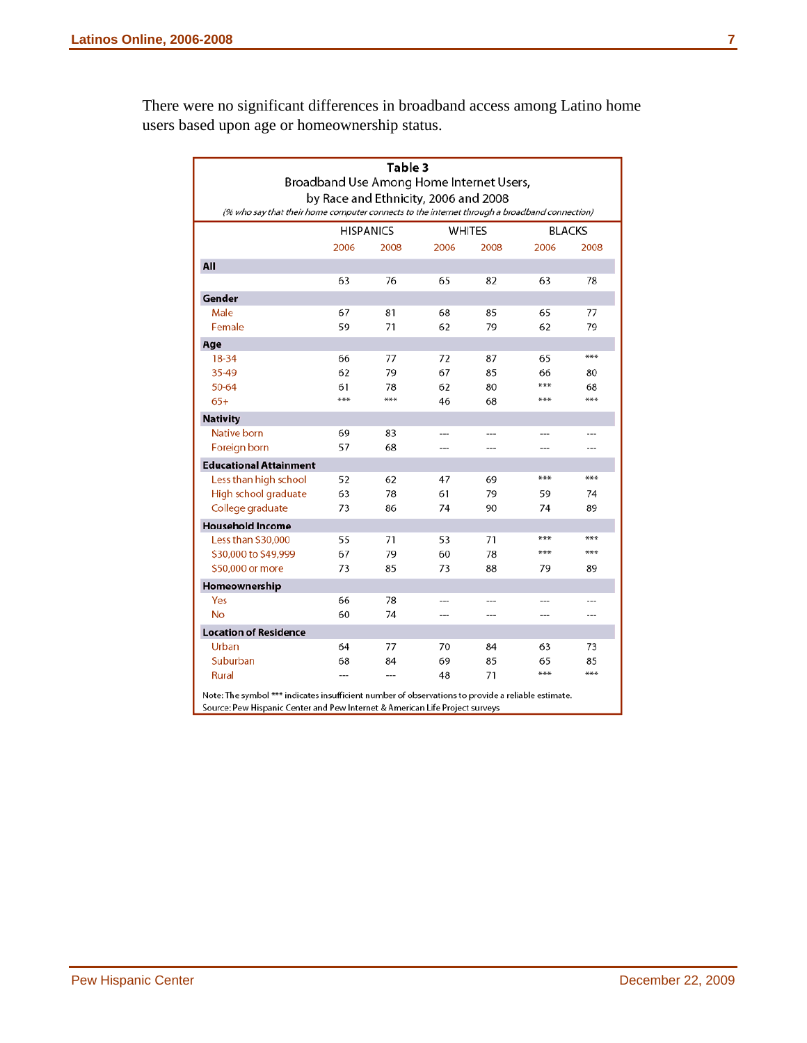There were no significant differences in broadband access among Latino home users based upon age or homeownership status.

**Table 3**
Broadband Use Among Home Internet Users, by Race and Ethnicity, 2006 and 2008

*(% who say that their home computer connects to the internet through a broadband connection)*

| | HISPANICS | | WHITES | | BLACKS | |
|---|---|---|---|---|---|---|
| | 2006 | 2008 | 2006 | 2008 | 2006 | 2008 |
| **All** | | | | | | |
| | 63 | 76 | 65 | 82 | 63 | 78 |
| **Gender** | | | | | | |
| Male | 67 | 81 | 68 | 85 | 65 | 77 |
| Female | 59 | 71 | 62 | 79 | 62 | 79 |
| **Age** | | | | | | |
| 18-34 | 66 | 77 | 72 | 87 | 65 | *** |
| 35-49 | 62 | 79 | 67 | 85 | 66 | 80 |
| 50-64 | 61 | 78 | 62 | 80 | *** | 68 |
| 65+ | *** | *** | 46 | 68 | *** | *** |
| **Nativity** | | | | | | |
| Native born | 69 | 83 | --- | --- | --- | --- |
| Foreign born | 57 | 68 | --- | --- | --- | --- |
| **Educational Attainment** | | | | | | |
| Less than high school | 52 | 62 | 47 | 69 | *** | *** |
| High school graduate | 63 | 78 | 61 | 79 | 59 | 74 |
| College graduate | 73 | 86 | 74 | 90 | 74 | 89 |
| **Household Income** | | | | | | |
| Less than $30,000 | 55 | 71 | 53 | 71 | *** | *** |
| $30,000 to $49,999 | 67 | 79 | 60 | 78 | *** | *** |
| $50,000 or more | 73 | 85 | 73 | 88 | 79 | 89 |
| **Homeownership** | | | | | | |
| Yes | 66 | 78 | --- | --- | --- | --- |
| No | 60 | 74 | --- | --- | --- | --- |
| **Location of Residence** | | | | | | |
| Urban | 64 | 77 | 70 | 84 | 63 | 73 |
| Suburban | 68 | 84 | 69 | 85 | 65 | 85 |
| Rural | --- | --- | 48 | 71 | *** | *** |

Note: The symbol *** indicates insufficient number of observations to provide a reliable estimate.
Source: Pew Hispanic Center and Pew Internet & American Life Project surveys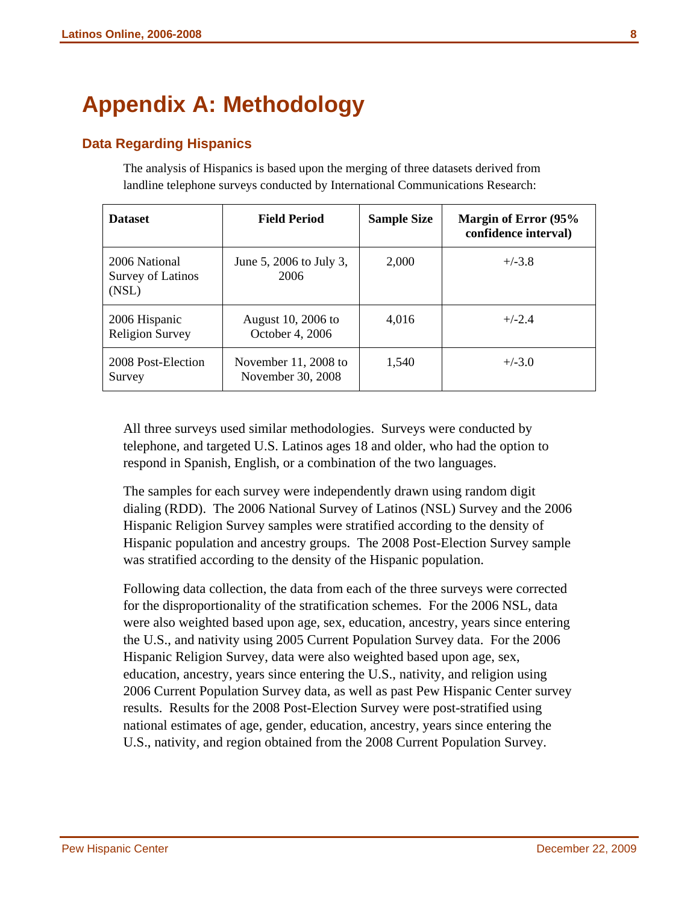# Appendix A: Methodology

## Data Regarding Hispanics

The analysis of Hispanics is based upon the merging of three datasets derived from landline telephone surveys conducted by International Communications Research:

| Dataset | Field Period | Sample Size | Margin of Error (95% confidence interval) |
|---|---|---|---|
| 2006 National Survey of Latinos (NSL) | June 5, 2006 to July 3, 2006 | 2,000 | +/-3.8 |
| 2006 Hispanic Religion Survey | August 10, 2006 to October 4, 2006 | 4,016 | +/-2.4 |
| 2008 Post-Election Survey | November 11, 2008 to November 30, 2008 | 1,540 | +/-3.0 |

All three surveys used similar methodologies. Surveys were conducted by telephone, and targeted U.S. Latinos ages 18 and older, who had the option to respond in Spanish, English, or a combination of the two languages.

The samples for each survey were independently drawn using random digit dialing (RDD). The 2006 National Survey of Latinos (NSL) Survey and the 2006 Hispanic Religion Survey samples were stratified according to the density of Hispanic population and ancestry groups. The 2008 Post-Election Survey sample was stratified according to the density of the Hispanic population.

Following data collection, the data from each of the three surveys were corrected for the disproportionality of the stratification schemes. For the 2006 NSL, data were also weighted based upon age, sex, education, ancestry, years since entering the U.S., and nativity using 2005 Current Population Survey data. For the 2006 Hispanic Religion Survey, data were also weighted based upon age, sex, education, ancestry, years since entering the U.S., nativity, and religion using 2006 Current Population Survey data, as well as past Pew Hispanic Center survey results. Results for the 2008 Post-Election Survey were post-stratified using national estimates of age, gender, education, ancestry, years since entering the U.S., nativity, and region obtained from the 2008 Current Population Survey.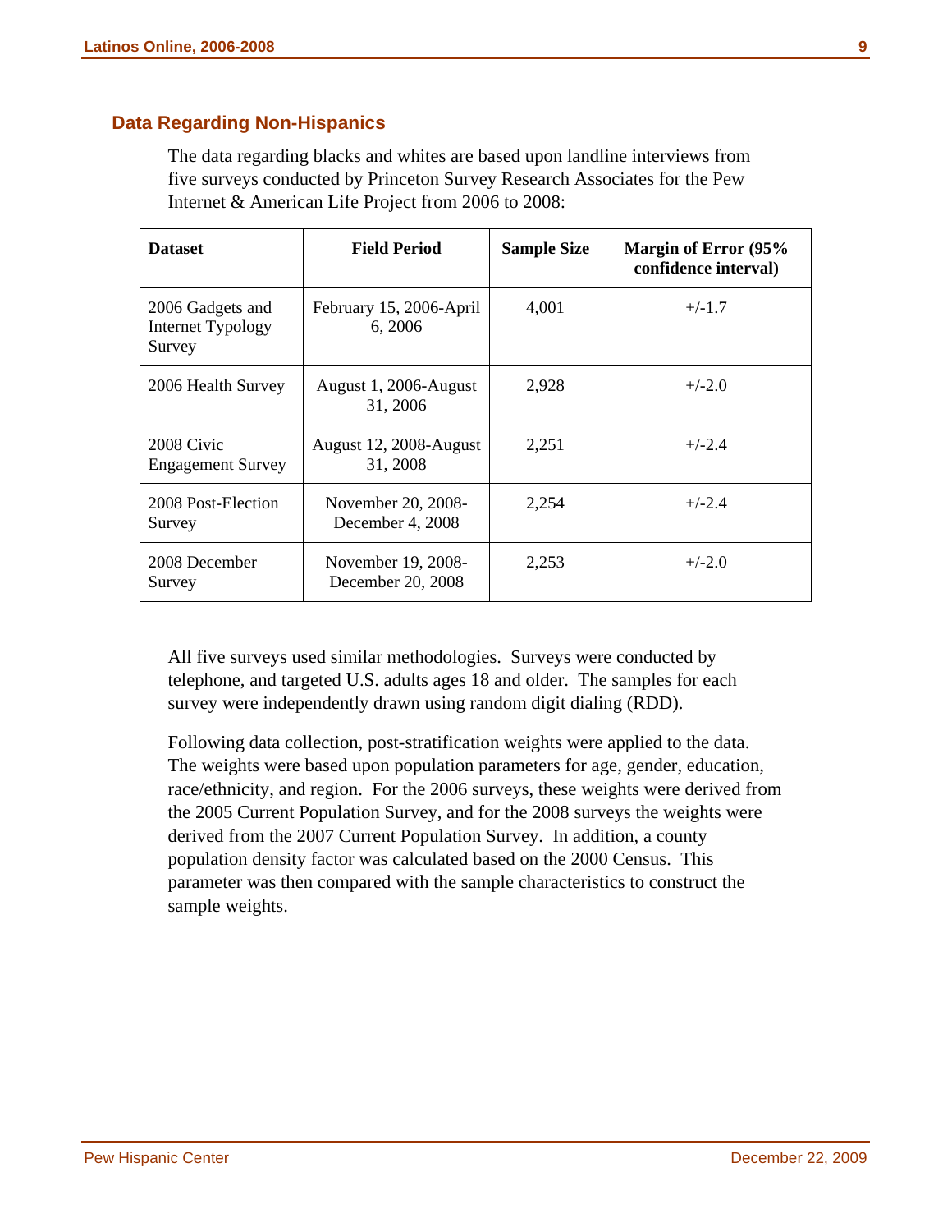## Data Regarding Non-Hispanics

The data regarding blacks and whites are based upon landline interviews from five surveys conducted by Princeton Survey Research Associates for the Pew Internet & American Life Project from 2006 to 2008:

| Dataset | Field Period | Sample Size | Margin of Error (95% confidence interval) |
|---|---|---|---|
| 2006 Gadgets and Internet Typology Survey | February 15, 2006-April 6, 2006 | 4,001 | +/-1.7 |
| 2006 Health Survey | August 1, 2006-August 31, 2006 | 2,928 | +/-2.0 |
| 2008 Civic Engagement Survey | August 12, 2008-August 31, 2008 | 2,251 | +/-2.4 |
| 2008 Post-Election Survey | November 20, 2008-December 4, 2008 | 2,254 | +/-2.4 |
| 2008 December Survey | November 19, 2008-December 20, 2008 | 2,253 | +/-2.0 |

All five surveys used similar methodologies. Surveys were conducted by telephone, and targeted U.S. adults ages 18 and older. The samples for each survey were independently drawn using random digit dialing (RDD).

Following data collection, post-stratification weights were applied to the data. The weights were based upon population parameters for age, gender, education, race/ethnicity, and region. For the 2006 surveys, these weights were derived from the 2005 Current Population Survey, and for the 2008 surveys the weights were derived from the 2007 Current Population Survey. In addition, a county population density factor was calculated based on the 2000 Census. This parameter was then compared with the sample characteristics to construct the sample weights.